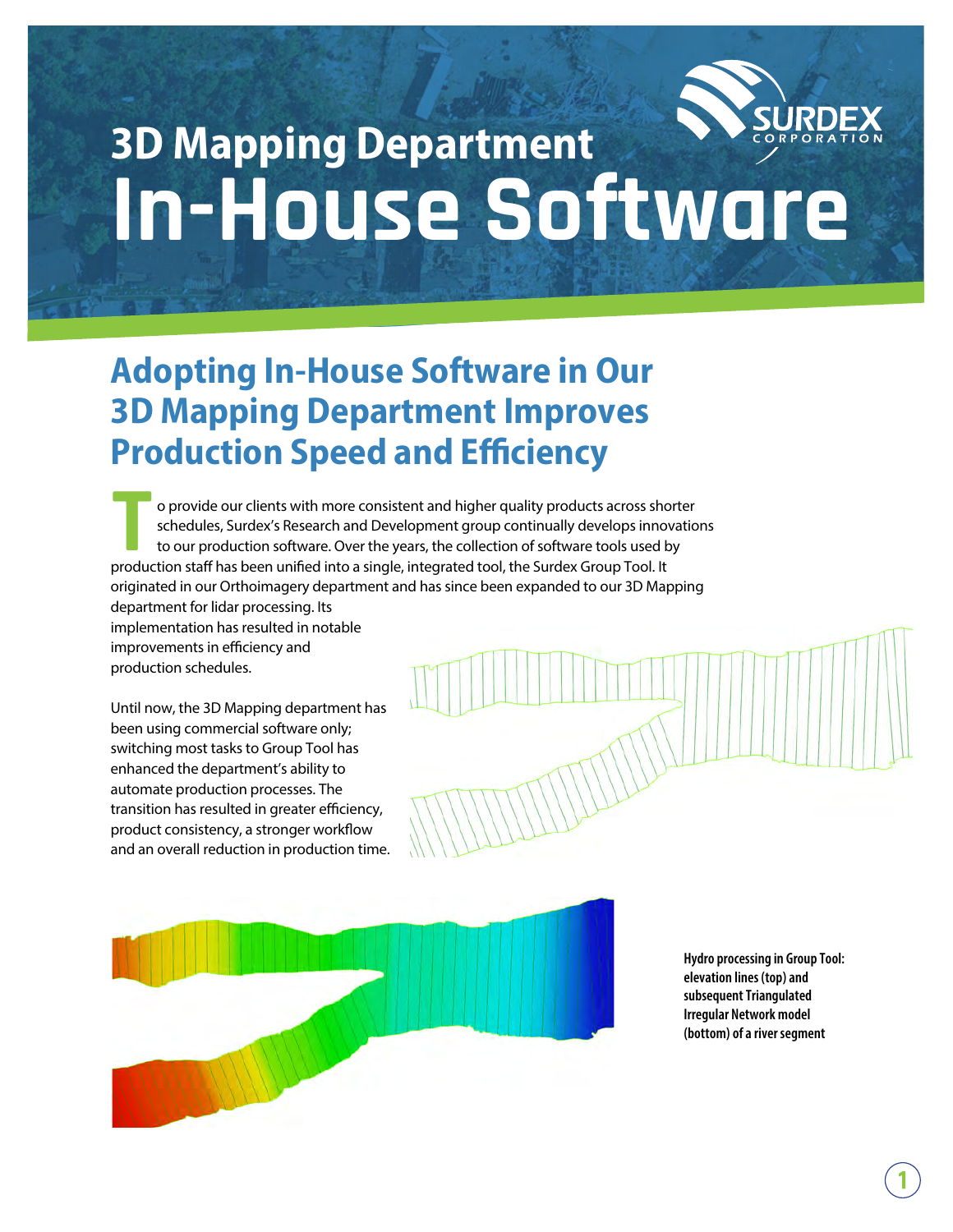# 3D Mapping Department In-House Software

## Adopting In-House Software in Our 3D Mapping Department Improves Production Speed and Efficiency

To provide our clients with more consistent and higher quality products across shorter schedules, Surdex's Research and Development group continually develops innovations to our production software. Over the years, the collection of software tools used by production staff has been unified into a single, integrated tool, the Surdex Group Tool. It originated in our Orthoimagery department and has since been expanded to our 3D Mapping department for lidar processing. Its implementation has resulted in notable improvements in efficiency and production schedules.

Until now, the 3D Mapping department has been using commercial software only; switching most tasks to Group Tool has enhanced the department's ability to automate production processes. The transition has resulted in greater efficiency, product consistency, a stronger workflow and an overall reduction in production time.

**Hydro processing in Group Tool: elevation lines (top) and subsequent Triangulated Irregular Network model (bottom) of a river segment**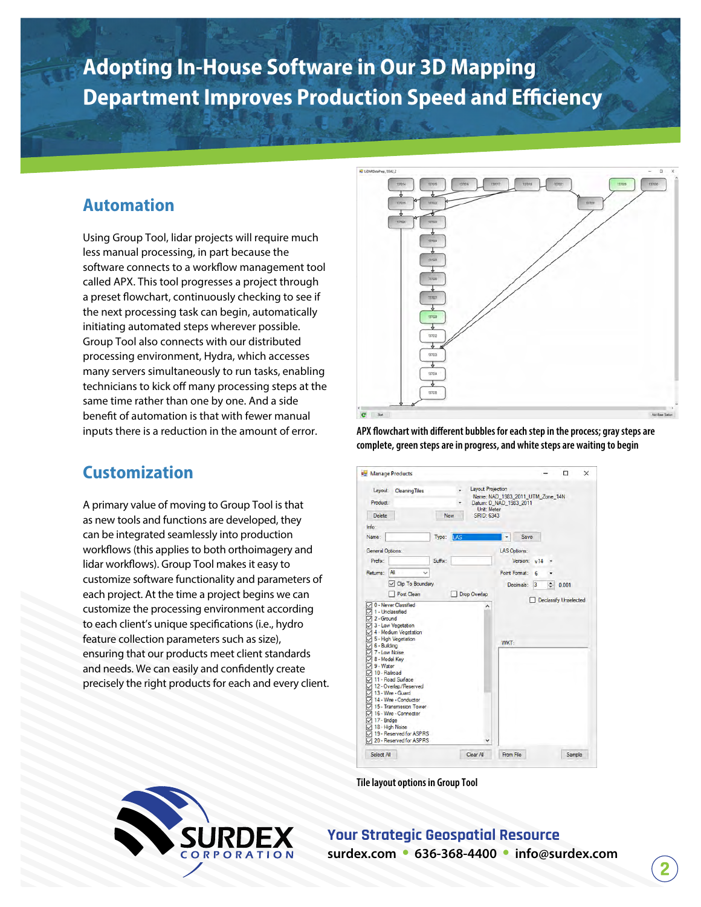# Adopting In-House Software in Our 3D Mapping Department Improves Production Speed and Efficiency

## Automation

Using Group Tool, lidar projects will require much less manual processing, in part because the software connects to a workflow management tool called APX. This tool progresses a project through a preset flowchart, continuously checking to see if the next processing task can begin, automatically initiating automated steps wherever possible. Group Tool also connects with our distributed processing environment, Hydra, which accesses many servers simultaneously to run tasks, enabling technicians to kick off many processing steps at the same time rather than one by one. And a side benefit of automation is that with fewer manual inputs there is a reduction in the amount of error.

APX flowchart with different bubbles for each step in the process; gray steps are complete, green steps are in progress, and white steps are waiting to begin

## Customization

A primary value of moving to Group Tool is that as new tools and functions are developed, they can be integrated seamlessly into production workflows (this applies to both orthoimagery and lidar workflows). Group Tool makes it easy to customize software functionality and parameters of each project. At the time a project begins we can customize the processing environment according to each client's unique specifications (i.e., hydro feature collection parameters such as size), ensuring that our products meet client standards and needs. We can easily and confidently create precisely the right products for each and every client.

Tile layout options in Group Tool

**Your Strategic Geospatial Resource**

**surdex.com • 636-368-4400 • info@surdex.com**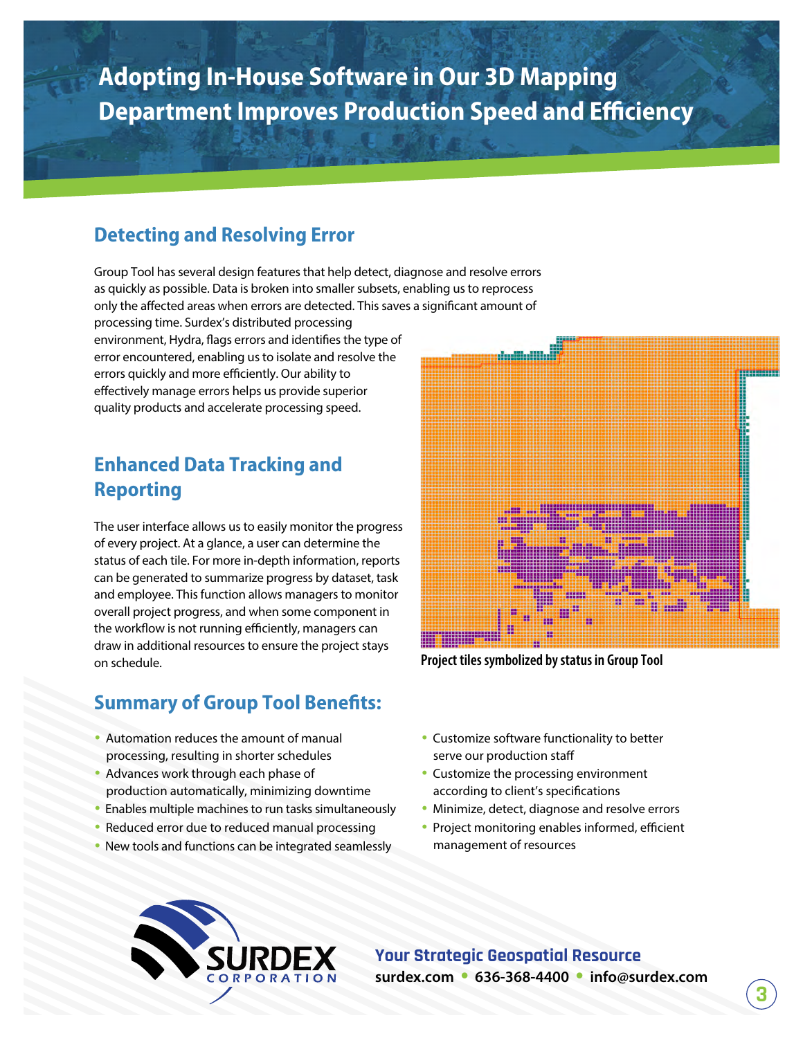# Adopting In-House Software in Our 3D Mapping Department Improves Production Speed and Efficiency

## Detecting and Resolving Error

Group Tool has several design features that help detect, diagnose and resolve errors as quickly as possible. Data is broken into smaller subsets, enabling us to reprocess only the affected areas when errors are detected. This saves a significant amount of processing time. Surdex's distributed processing environment, Hydra, flags errors and identifies the type of error encountered, enabling us to isolate and resolve the errors quickly and more efficiently. Our ability to effectively manage errors helps us provide superior quality products and accelerate processing speed.

## Enhanced Data Tracking and Reporting

The user interface allows us to easily monitor the progress of every project. At a glance, a user can determine the status of each tile. For more in-depth information, reports can be generated to summarize progress by dataset, task and employee. This function allows managers to monitor overall project progress, and when some component in the workflow is not running efficiently, managers can draw in additional resources to ensure the project stays on schedule.

**Project tiles symbolized by status in Group Tool**

## Summary of Group Tool Benefits:

- Automation reduces the amount of manual processing, resulting in shorter schedules
- Advances work through each phase of production automatically, minimizing downtime
- Enables multiple machines to run tasks simultaneously
- Reduced error due to reduced manual processing
- New tools and functions can be integrated seamlessly
- Customize software functionality to better serve our production staff
- Customize the processing environment according to client's specifications
- Minimize, detect, diagnose and resolve errors
- Project monitoring enables informed, efficient management of resources

SURDEX CORPORATION

**Your Strategic Geospatial Resource**
**surdex.com • 636-368-4400 • info@surdex.com**